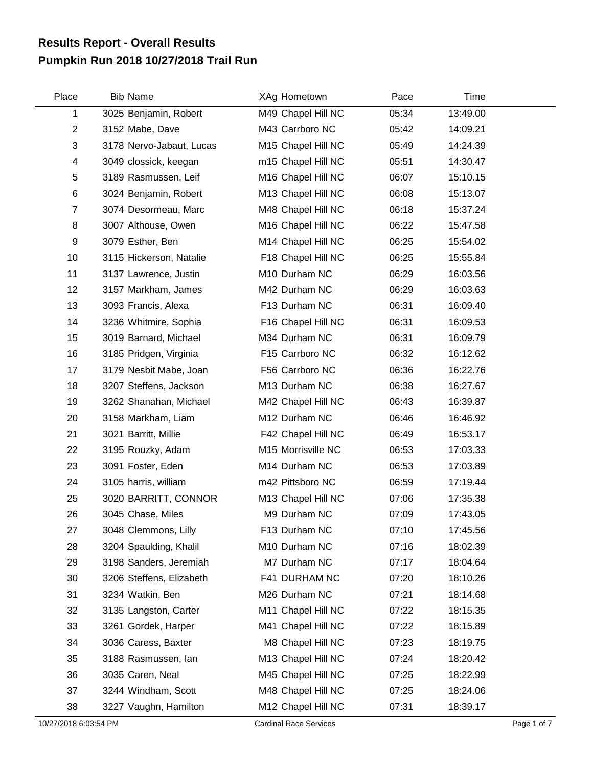# Results Report - Overall Results
## Pumpkin Run 2018 10/27/2018 Trail Run

| Place | Bib | Name | XAg | Hometown | Pace | Time |
|---|---|---|---|---|---|---|
| 1 | 3025 | Benjamin, Robert | M49 | Chapel Hill NC | 05:34 | 13:49.00 |
| 2 | 3152 | Mabe, Dave | M43 | Carrboro NC | 05:42 | 14:09.21 |
| 3 | 3178 | Nervo-Jabaut, Lucas | M15 | Chapel Hill NC | 05:49 | 14:24.39 |
| 4 | 3049 | clossick, keegan | m15 | Chapel Hill NC | 05:51 | 14:30.47 |
| 5 | 3189 | Rasmussen, Leif | M16 | Chapel Hill NC | 06:07 | 15:10.15 |
| 6 | 3024 | Benjamin, Robert | M13 | Chapel Hill NC | 06:08 | 15:13.07 |
| 7 | 3074 | Desormeau, Marc | M48 | Chapel Hill NC | 06:18 | 15:37.24 |
| 8 | 3007 | Althouse, Owen | M16 | Chapel Hill NC | 06:22 | 15:47.58 |
| 9 | 3079 | Esther, Ben | M14 | Chapel Hill NC | 06:25 | 15:54.02 |
| 10 | 3115 | Hickerson, Natalie | F18 | Chapel Hill NC | 06:25 | 15:55.84 |
| 11 | 3137 | Lawrence, Justin | M10 | Durham NC | 06:29 | 16:03.56 |
| 12 | 3157 | Markham, James | M42 | Durham NC | 06:29 | 16:03.63 |
| 13 | 3093 | Francis, Alexa | F13 | Durham NC | 06:31 | 16:09.40 |
| 14 | 3236 | Whitmire, Sophia | F16 | Chapel Hill NC | 06:31 | 16:09.53 |
| 15 | 3019 | Barnard, Michael | M34 | Durham NC | 06:31 | 16:09.79 |
| 16 | 3185 | Pridgen, Virginia | F15 | Carrboro NC | 06:32 | 16:12.62 |
| 17 | 3179 | Nesbit Mabe, Joan | F56 | Carrboro NC | 06:36 | 16:22.76 |
| 18 | 3207 | Steffens, Jackson | M13 | Durham NC | 06:38 | 16:27.67 |
| 19 | 3262 | Shanahan, Michael | M42 | Chapel Hill NC | 06:43 | 16:39.87 |
| 20 | 3158 | Markham, Liam | M12 | Durham NC | 06:46 | 16:46.92 |
| 21 | 3021 | Barritt, Millie | F42 | Chapel Hill NC | 06:49 | 16:53.17 |
| 22 | 3195 | Rouzky, Adam | M15 | Morrisville NC | 06:53 | 17:03.33 |
| 23 | 3091 | Foster, Eden | M14 | Durham NC | 06:53 | 17:03.89 |
| 24 | 3105 | harris, william | m42 | Pittsboro NC | 06:59 | 17:19.44 |
| 25 | 3020 | BARRITT, CONNOR | M13 | Chapel Hill NC | 07:06 | 17:35.38 |
| 26 | 3045 | Chase, Miles | M9 | Durham NC | 07:09 | 17:43.05 |
| 27 | 3048 | Clemmons, Lilly | F13 | Durham NC | 07:10 | 17:45.56 |
| 28 | 3204 | Spaulding, Khalil | M10 | Durham NC | 07:16 | 18:02.39 |
| 29 | 3198 | Sanders, Jeremiah | M7 | Durham NC | 07:17 | 18:04.64 |
| 30 | 3206 | Steffens, Elizabeth | F41 | DURHAM NC | 07:20 | 18:10.26 |
| 31 | 3234 | Watkin, Ben | M26 | Durham NC | 07:21 | 18:14.68 |
| 32 | 3135 | Langston, Carter | M11 | Chapel Hill NC | 07:22 | 18:15.35 |
| 33 | 3261 | Gordek, Harper | M41 | Chapel Hill NC | 07:22 | 18:15.89 |
| 34 | 3036 | Caress, Baxter | M8 | Chapel Hill NC | 07:23 | 18:19.75 |
| 35 | 3188 | Rasmussen, Ian | M13 | Chapel Hill NC | 07:24 | 18:20.42 |
| 36 | 3035 | Caren, Neal | M45 | Chapel Hill NC | 07:25 | 18:22.99 |
| 37 | 3244 | Windham, Scott | M48 | Chapel Hill NC | 07:25 | 18:24.06 |
| 38 | 3227 | Vaughn, Hamilton | M12 | Chapel Hill NC | 07:31 | 18:39.17 |

10/27/2018 6:03:54 PM Cardinal Race Services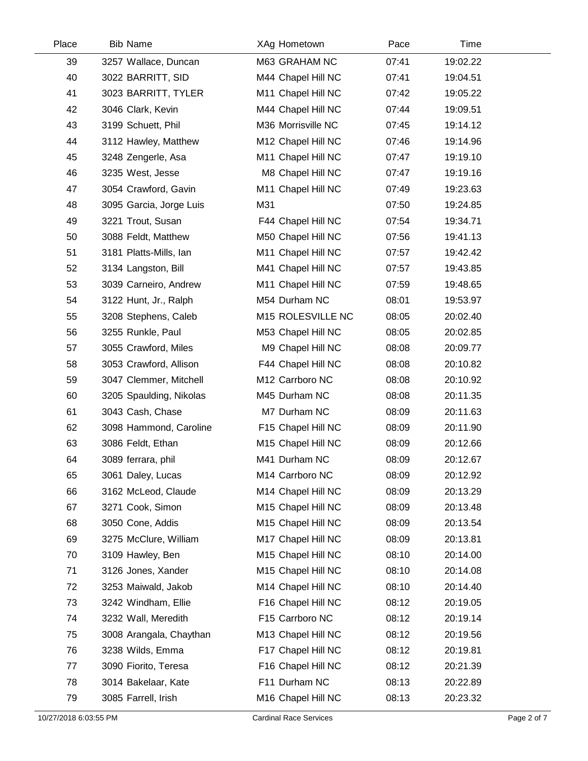| Place | Bib | Name | XAg | Hometown | Pace | Time |
|---|---|---|---|---|---|---|
| 39 | 3257 | Wallace, Duncan | M63 | GRAHAM NC | 07:41 | 19:02.22 |
| 40 | 3022 | BARRITT, SID | M44 | Chapel Hill NC | 07:41 | 19:04.51 |
| 41 | 3023 | BARRITT, TYLER | M11 | Chapel Hill NC | 07:42 | 19:05.22 |
| 42 | 3046 | Clark, Kevin | M44 | Chapel Hill NC | 07:44 | 19:09.51 |
| 43 | 3199 | Schuett, Phil | M36 | Morrisville NC | 07:45 | 19:14.12 |
| 44 | 3112 | Hawley, Matthew | M12 | Chapel Hill NC | 07:46 | 19:14.96 |
| 45 | 3248 | Zengerle, Asa | M11 | Chapel Hill NC | 07:47 | 19:19.10 |
| 46 | 3235 | West, Jesse | M8 | Chapel Hill NC | 07:47 | 19:19.16 |
| 47 | 3054 | Crawford, Gavin | M11 | Chapel Hill NC | 07:49 | 19:23.63 |
| 48 | 3095 | Garcia, Jorge Luis | M31 | | 07:50 | 19:24.85 |
| 49 | 3221 | Trout, Susan | F44 | Chapel Hill NC | 07:54 | 19:34.71 |
| 50 | 3088 | Feldt, Matthew | M50 | Chapel Hill NC | 07:56 | 19:41.13 |
| 51 | 3181 | Platts-Mills, Ian | M11 | Chapel Hill NC | 07:57 | 19:42.42 |
| 52 | 3134 | Langston, Bill | M41 | Chapel Hill NC | 07:57 | 19:43.85 |
| 53 | 3039 | Carneiro, Andrew | M11 | Chapel Hill NC | 07:59 | 19:48.65 |
| 54 | 3122 | Hunt, Jr., Ralph | M54 | Durham NC | 08:01 | 19:53.97 |
| 55 | 3208 | Stephens, Caleb | M15 | ROLESVILLE NC | 08:05 | 20:02.40 |
| 56 | 3255 | Runkle, Paul | M53 | Chapel Hill NC | 08:05 | 20:02.85 |
| 57 | 3055 | Crawford, Miles | M9 | Chapel Hill NC | 08:08 | 20:09.77 |
| 58 | 3053 | Crawford, Allison | F44 | Chapel Hill NC | 08:08 | 20:10.82 |
| 59 | 3047 | Clemmer, Mitchell | M12 | Carrboro NC | 08:08 | 20:10.92 |
| 60 | 3205 | Spaulding, Nikolas | M45 | Durham NC | 08:08 | 20:11.35 |
| 61 | 3043 | Cash, Chase | M7 | Durham NC | 08:09 | 20:11.63 |
| 62 | 3098 | Hammond, Caroline | F15 | Chapel Hill NC | 08:09 | 20:11.90 |
| 63 | 3086 | Feldt, Ethan | M15 | Chapel Hill NC | 08:09 | 20:12.66 |
| 64 | 3089 | ferrara, phil | M41 | Durham NC | 08:09 | 20:12.67 |
| 65 | 3061 | Daley, Lucas | M14 | Carrboro NC | 08:09 | 20:12.92 |
| 66 | 3162 | McLeod, Claude | M14 | Chapel Hill NC | 08:09 | 20:13.29 |
| 67 | 3271 | Cook, Simon | M15 | Chapel Hill NC | 08:09 | 20:13.48 |
| 68 | 3050 | Cone, Addis | M15 | Chapel Hill NC | 08:09 | 20:13.54 |
| 69 | 3275 | McClure, William | M17 | Chapel Hill NC | 08:09 | 20:13.81 |
| 70 | 3109 | Hawley, Ben | M15 | Chapel Hill NC | 08:10 | 20:14.00 |
| 71 | 3126 | Jones, Xander | M15 | Chapel Hill NC | 08:10 | 20:14.08 |
| 72 | 3253 | Maiwald, Jakob | M14 | Chapel Hill NC | 08:10 | 20:14.40 |
| 73 | 3242 | Windham, Ellie | F16 | Chapel Hill NC | 08:12 | 20:19.05 |
| 74 | 3232 | Wall, Meredith | F15 | Carrboro NC | 08:12 | 20:19.14 |
| 75 | 3008 | Arangala, Chaythan | M13 | Chapel Hill NC | 08:12 | 20:19.56 |
| 76 | 3238 | Wilds, Emma | F17 | Chapel Hill NC | 08:12 | 20:19.81 |
| 77 | 3090 | Fiorito, Teresa | F16 | Chapel Hill NC | 08:12 | 20:21.39 |
| 78 | 3014 | Bakelaar, Kate | F11 | Durham NC | 08:13 | 20:22.89 |
| 79 | 3085 | Farrell, Irish | M16 | Chapel Hill NC | 08:13 | 20:23.32 |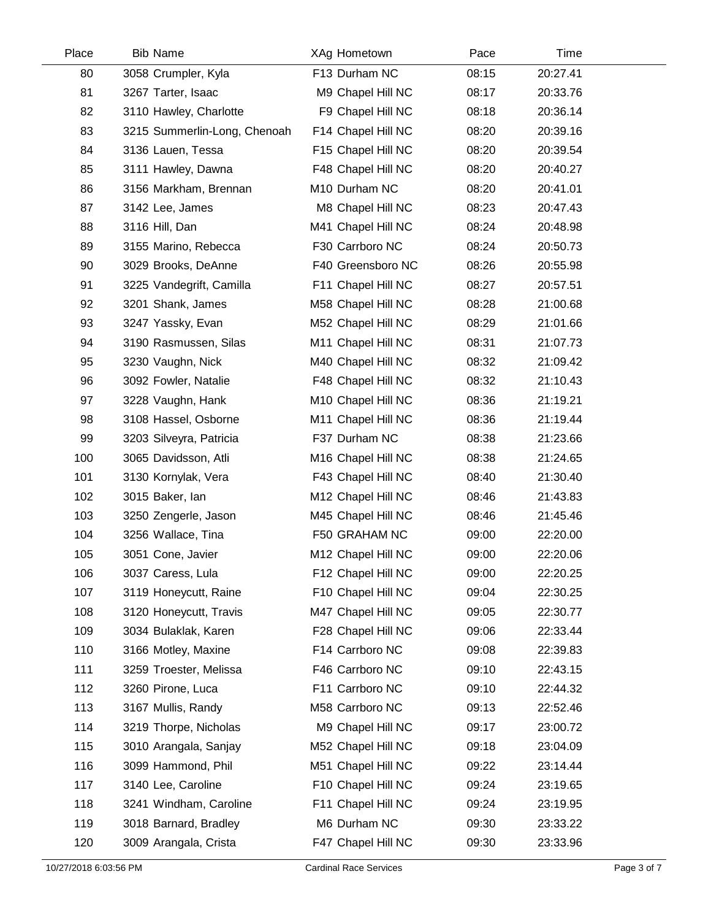| Place | Bib | Name | XAg | Hometown | Pace | Time |
|---|---|---|---|---|---|---|
| 80 | 3058 | Crumpler, Kyla | F13 | Durham NC | 08:15 | 20:27.41 |
| 81 | 3267 | Tarter, Isaac | M9 | Chapel Hill NC | 08:17 | 20:33.76 |
| 82 | 3110 | Hawley, Charlotte | F9 | Chapel Hill NC | 08:18 | 20:36.14 |
| 83 | 3215 | Summerlin-Long, Chenoah | F14 | Chapel Hill NC | 08:20 | 20:39.16 |
| 84 | 3136 | Lauen, Tessa | F15 | Chapel Hill NC | 08:20 | 20:39.54 |
| 85 | 3111 | Hawley, Dawna | F48 | Chapel Hill NC | 08:20 | 20:40.27 |
| 86 | 3156 | Markham, Brennan | M10 | Durham NC | 08:20 | 20:41.01 |
| 87 | 3142 | Lee, James | M8 | Chapel Hill NC | 08:23 | 20:47.43 |
| 88 | 3116 | Hill, Dan | M41 | Chapel Hill NC | 08:24 | 20:48.98 |
| 89 | 3155 | Marino, Rebecca | F30 | Carrboro NC | 08:24 | 20:50.73 |
| 90 | 3029 | Brooks, DeAnne | F40 | Greensboro NC | 08:26 | 20:55.98 |
| 91 | 3225 | Vandegrift, Camilla | F11 | Chapel Hill NC | 08:27 | 20:57.51 |
| 92 | 3201 | Shank, James | M58 | Chapel Hill NC | 08:28 | 21:00.68 |
| 93 | 3247 | Yassky, Evan | M52 | Chapel Hill NC | 08:29 | 21:01.66 |
| 94 | 3190 | Rasmussen, Silas | M11 | Chapel Hill NC | 08:31 | 21:07.73 |
| 95 | 3230 | Vaughn, Nick | M40 | Chapel Hill NC | 08:32 | 21:09.42 |
| 96 | 3092 | Fowler, Natalie | F48 | Chapel Hill NC | 08:32 | 21:10.43 |
| 97 | 3228 | Vaughn, Hank | M10 | Chapel Hill NC | 08:36 | 21:19.21 |
| 98 | 3108 | Hassel, Osborne | M11 | Chapel Hill NC | 08:36 | 21:19.44 |
| 99 | 3203 | Silveyra, Patricia | F37 | Durham NC | 08:38 | 21:23.66 |
| 100 | 3065 | Davidsson, Atli | M16 | Chapel Hill NC | 08:38 | 21:24.65 |
| 101 | 3130 | Kornylak, Vera | F43 | Chapel Hill NC | 08:40 | 21:30.40 |
| 102 | 3015 | Baker, Ian | M12 | Chapel Hill NC | 08:46 | 21:43.83 |
| 103 | 3250 | Zengerle, Jason | M45 | Chapel Hill NC | 08:46 | 21:45.46 |
| 104 | 3256 | Wallace, Tina | F50 | GRAHAM NC | 09:00 | 22:20.00 |
| 105 | 3051 | Cone, Javier | M12 | Chapel Hill NC | 09:00 | 22:20.06 |
| 106 | 3037 | Caress, Lula | F12 | Chapel Hill NC | 09:00 | 22:20.25 |
| 107 | 3119 | Honeycutt, Raine | F10 | Chapel Hill NC | 09:04 | 22:30.25 |
| 108 | 3120 | Honeycutt, Travis | M47 | Chapel Hill NC | 09:05 | 22:30.77 |
| 109 | 3034 | Bulaklak, Karen | F28 | Chapel Hill NC | 09:06 | 22:33.44 |
| 110 | 3166 | Motley, Maxine | F14 | Carrboro NC | 09:08 | 22:39.83 |
| 111 | 3259 | Troester, Melissa | F46 | Carrboro NC | 09:10 | 22:43.15 |
| 112 | 3260 | Pirone, Luca | F11 | Carrboro NC | 09:10 | 22:44.32 |
| 113 | 3167 | Mullis, Randy | M58 | Carrboro NC | 09:13 | 22:52.46 |
| 114 | 3219 | Thorpe, Nicholas | M9 | Chapel Hill NC | 09:17 | 23:00.72 |
| 115 | 3010 | Arangala, Sanjay | M52 | Chapel Hill NC | 09:18 | 23:04.09 |
| 116 | 3099 | Hammond, Phil | M51 | Chapel Hill NC | 09:22 | 23:14.44 |
| 117 | 3140 | Lee, Caroline | F10 | Chapel Hill NC | 09:24 | 23:19.65 |
| 118 | 3241 | Windham, Caroline | F11 | Chapel Hill NC | 09:24 | 23:19.95 |
| 119 | 3018 | Barnard, Bradley | M6 | Durham NC | 09:30 | 23:33.22 |
| 120 | 3009 | Arangala, Crista | F47 | Chapel Hill NC | 09:30 | 23:33.96 |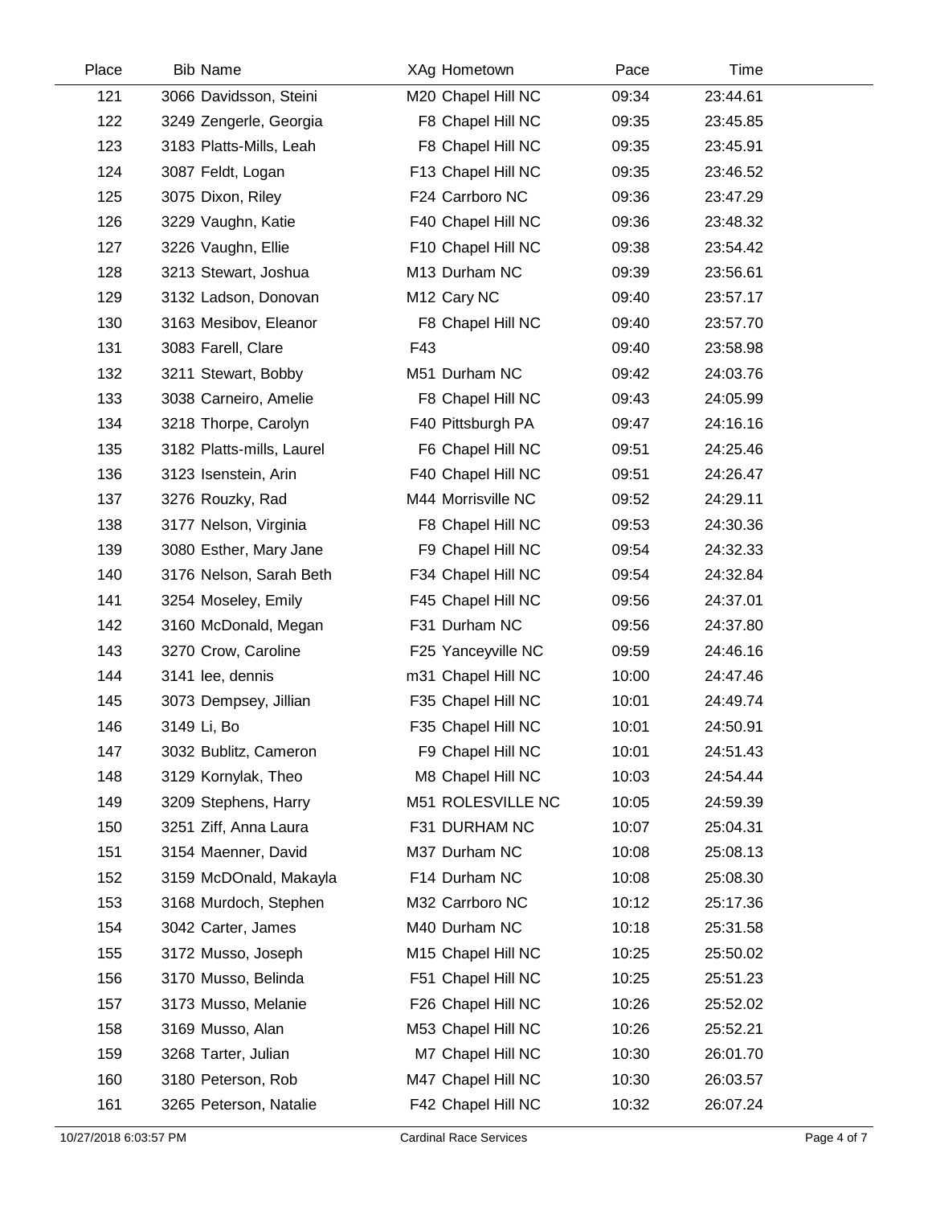| Place | Bib | Name | XAg | Hometown | Pace | Time |
|---|---|---|---|---|---|---|
| 121 | 3066 | Davidsson, Steini | M20 | Chapel Hill NC | 09:34 | 23:44.61 |
| 122 | 3249 | Zengerle, Georgia | F8 | Chapel Hill NC | 09:35 | 23:45.85 |
| 123 | 3183 | Platts-Mills, Leah | F8 | Chapel Hill NC | 09:35 | 23:45.91 |
| 124 | 3087 | Feldt, Logan | F13 | Chapel Hill NC | 09:35 | 23:46.52 |
| 125 | 3075 | Dixon, Riley | F24 | Carrboro NC | 09:36 | 23:47.29 |
| 126 | 3229 | Vaughn, Katie | F40 | Chapel Hill NC | 09:36 | 23:48.32 |
| 127 | 3226 | Vaughn, Ellie | F10 | Chapel Hill NC | 09:38 | 23:54.42 |
| 128 | 3213 | Stewart, Joshua | M13 | Durham NC | 09:39 | 23:56.61 |
| 129 | 3132 | Ladson, Donovan | M12 | Cary NC | 09:40 | 23:57.17 |
| 130 | 3163 | Mesibov, Eleanor | F8 | Chapel Hill NC | 09:40 | 23:57.70 |
| 131 | 3083 | Farell, Clare | F43 | | 09:40 | 23:58.98 |
| 132 | 3211 | Stewart, Bobby | M51 | Durham NC | 09:42 | 24:03.76 |
| 133 | 3038 | Carneiro, Amelie | F8 | Chapel Hill NC | 09:43 | 24:05.99 |
| 134 | 3218 | Thorpe, Carolyn | F40 | Pittsburgh PA | 09:47 | 24:16.16 |
| 135 | 3182 | Platts-mills, Laurel | F6 | Chapel Hill NC | 09:51 | 24:25.46 |
| 136 | 3123 | Isenstein, Arin | F40 | Chapel Hill NC | 09:51 | 24:26.47 |
| 137 | 3276 | Rouzky, Rad | M44 | Morrisville NC | 09:52 | 24:29.11 |
| 138 | 3177 | Nelson, Virginia | F8 | Chapel Hill NC | 09:53 | 24:30.36 |
| 139 | 3080 | Esther, Mary Jane | F9 | Chapel Hill NC | 09:54 | 24:32.33 |
| 140 | 3176 | Nelson, Sarah Beth | F34 | Chapel Hill NC | 09:54 | 24:32.84 |
| 141 | 3254 | Moseley, Emily | F45 | Chapel Hill NC | 09:56 | 24:37.01 |
| 142 | 3160 | McDonald, Megan | F31 | Durham NC | 09:56 | 24:37.80 |
| 143 | 3270 | Crow, Caroline | F25 | Yanceyville NC | 09:59 | 24:46.16 |
| 144 | 3141 | lee, dennis | m31 | Chapel Hill NC | 10:00 | 24:47.46 |
| 145 | 3073 | Dempsey, Jillian | F35 | Chapel Hill NC | 10:01 | 24:49.74 |
| 146 | 3149 | Li, Bo | F35 | Chapel Hill NC | 10:01 | 24:50.91 |
| 147 | 3032 | Bublitz, Cameron | F9 | Chapel Hill NC | 10:01 | 24:51.43 |
| 148 | 3129 | Kornylak, Theo | M8 | Chapel Hill NC | 10:03 | 24:54.44 |
| 149 | 3209 | Stephens, Harry | M51 | ROLESVILLE NC | 10:05 | 24:59.39 |
| 150 | 3251 | Ziff, Anna Laura | F31 | DURHAM NC | 10:07 | 25:04.31 |
| 151 | 3154 | Maenner, David | M37 | Durham NC | 10:08 | 25:08.13 |
| 152 | 3159 | McDOnald, Makayla | F14 | Durham NC | 10:08 | 25:08.30 |
| 153 | 3168 | Murdoch, Stephen | M32 | Carrboro NC | 10:12 | 25:17.36 |
| 154 | 3042 | Carter, James | M40 | Durham NC | 10:18 | 25:31.58 |
| 155 | 3172 | Musso, Joseph | M15 | Chapel Hill NC | 10:25 | 25:50.02 |
| 156 | 3170 | Musso, Belinda | F51 | Chapel Hill NC | 10:25 | 25:51.23 |
| 157 | 3173 | Musso, Melanie | F26 | Chapel Hill NC | 10:26 | 25:52.02 |
| 158 | 3169 | Musso, Alan | M53 | Chapel Hill NC | 10:26 | 25:52.21 |
| 159 | 3268 | Tarter, Julian | M7 | Chapel Hill NC | 10:30 | 26:01.70 |
| 160 | 3180 | Peterson, Rob | M47 | Chapel Hill NC | 10:30 | 26:03.57 |
| 161 | 3265 | Peterson, Natalie | F42 | Chapel Hill NC | 10:32 | 26:07.24 |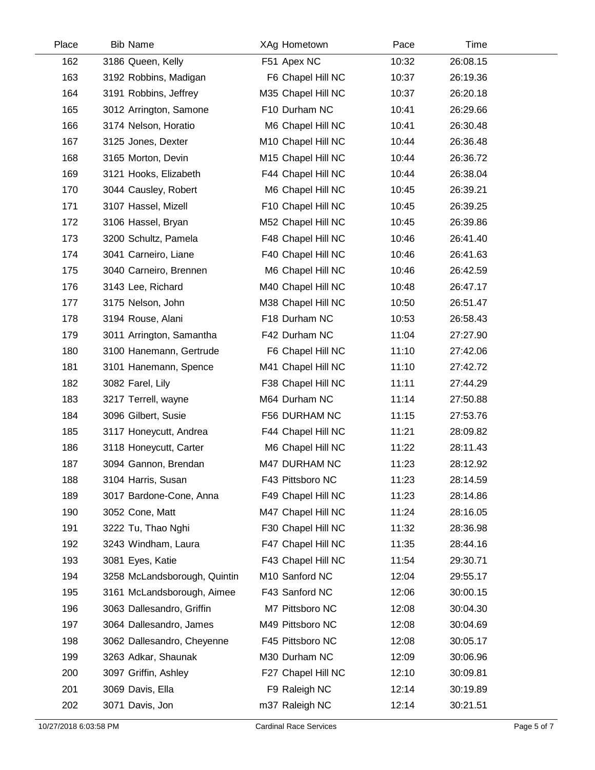| Place | Bib | Name | XAg | Hometown | Pace | Time |
|---|---|---|---|---|---|---|
| 162 | 3186 | Queen, Kelly | F51 | Apex NC | 10:32 | 26:08.15 |
| 163 | 3192 | Robbins, Madigan | F6 | Chapel Hill NC | 10:37 | 26:19.36 |
| 164 | 3191 | Robbins, Jeffrey | M35 | Chapel Hill NC | 10:37 | 26:20.18 |
| 165 | 3012 | Arrington, Samone | F10 | Durham NC | 10:41 | 26:29.66 |
| 166 | 3174 | Nelson, Horatio | M6 | Chapel Hill NC | 10:41 | 26:30.48 |
| 167 | 3125 | Jones, Dexter | M10 | Chapel Hill NC | 10:44 | 26:36.48 |
| 168 | 3165 | Morton, Devin | M15 | Chapel Hill NC | 10:44 | 26:36.72 |
| 169 | 3121 | Hooks, Elizabeth | F44 | Chapel Hill NC | 10:44 | 26:38.04 |
| 170 | 3044 | Causley, Robert | M6 | Chapel Hill NC | 10:45 | 26:39.21 |
| 171 | 3107 | Hassel, Mizell | F10 | Chapel Hill NC | 10:45 | 26:39.25 |
| 172 | 3106 | Hassel, Bryan | M52 | Chapel Hill NC | 10:45 | 26:39.86 |
| 173 | 3200 | Schultz, Pamela | F48 | Chapel Hill NC | 10:46 | 26:41.40 |
| 174 | 3041 | Carneiro, Liane | F40 | Chapel Hill NC | 10:46 | 26:41.63 |
| 175 | 3040 | Carneiro, Brennen | M6 | Chapel Hill NC | 10:46 | 26:42.59 |
| 176 | 3143 | Lee, Richard | M40 | Chapel Hill NC | 10:48 | 26:47.17 |
| 177 | 3175 | Nelson, John | M38 | Chapel Hill NC | 10:50 | 26:51.47 |
| 178 | 3194 | Rouse, Alani | F18 | Durham NC | 10:53 | 26:58.43 |
| 179 | 3011 | Arrington, Samantha | F42 | Durham NC | 11:04 | 27:27.90 |
| 180 | 3100 | Hanemann, Gertrude | F6 | Chapel Hill NC | 11:10 | 27:42.06 |
| 181 | 3101 | Hanemann, Spence | M41 | Chapel Hill NC | 11:10 | 27:42.72 |
| 182 | 3082 | Farel, Lily | F38 | Chapel Hill NC | 11:11 | 27:44.29 |
| 183 | 3217 | Terrell, wayne | M64 | Durham NC | 11:14 | 27:50.88 |
| 184 | 3096 | Gilbert, Susie | F56 | DURHAM NC | 11:15 | 27:53.76 |
| 185 | 3117 | Honeycutt, Andrea | F44 | Chapel Hill NC | 11:21 | 28:09.82 |
| 186 | 3118 | Honeycutt, Carter | M6 | Chapel Hill NC | 11:22 | 28:11.43 |
| 187 | 3094 | Gannon, Brendan | M47 | DURHAM NC | 11:23 | 28:12.92 |
| 188 | 3104 | Harris, Susan | F43 | Pittsboro NC | 11:23 | 28:14.59 |
| 189 | 3017 | Bardone-Cone, Anna | F49 | Chapel Hill NC | 11:23 | 28:14.86 |
| 190 | 3052 | Cone, Matt | M47 | Chapel Hill NC | 11:24 | 28:16.05 |
| 191 | 3222 | Tu, Thao Nghi | F30 | Chapel Hill NC | 11:32 | 28:36.98 |
| 192 | 3243 | Windham, Laura | F47 | Chapel Hill NC | 11:35 | 28:44.16 |
| 193 | 3081 | Eyes, Katie | F43 | Chapel Hill NC | 11:54 | 29:30.71 |
| 194 | 3258 | McLandsborough, Quintin | M10 | Sanford NC | 12:04 | 29:55.17 |
| 195 | 3161 | McLandsborough, Aimee | F43 | Sanford NC | 12:06 | 30:00.15 |
| 196 | 3063 | Dallesandro, Griffin | M7 | Pittsboro NC | 12:08 | 30:04.30 |
| 197 | 3064 | Dallesandro, James | M49 | Pittsboro NC | 12:08 | 30:04.69 |
| 198 | 3062 | Dallesandro, Cheyenne | F45 | Pittsboro NC | 12:08 | 30:05.17 |
| 199 | 3263 | Adkar, Shaunak | M30 | Durham NC | 12:09 | 30:06.96 |
| 200 | 3097 | Griffin, Ashley | F27 | Chapel Hill NC | 12:10 | 30:09.81 |
| 201 | 3069 | Davis, Ella | F9 | Raleigh NC | 12:14 | 30:19.89 |
| 202 | 3071 | Davis, Jon | m37 | Raleigh NC | 12:14 | 30:21.51 |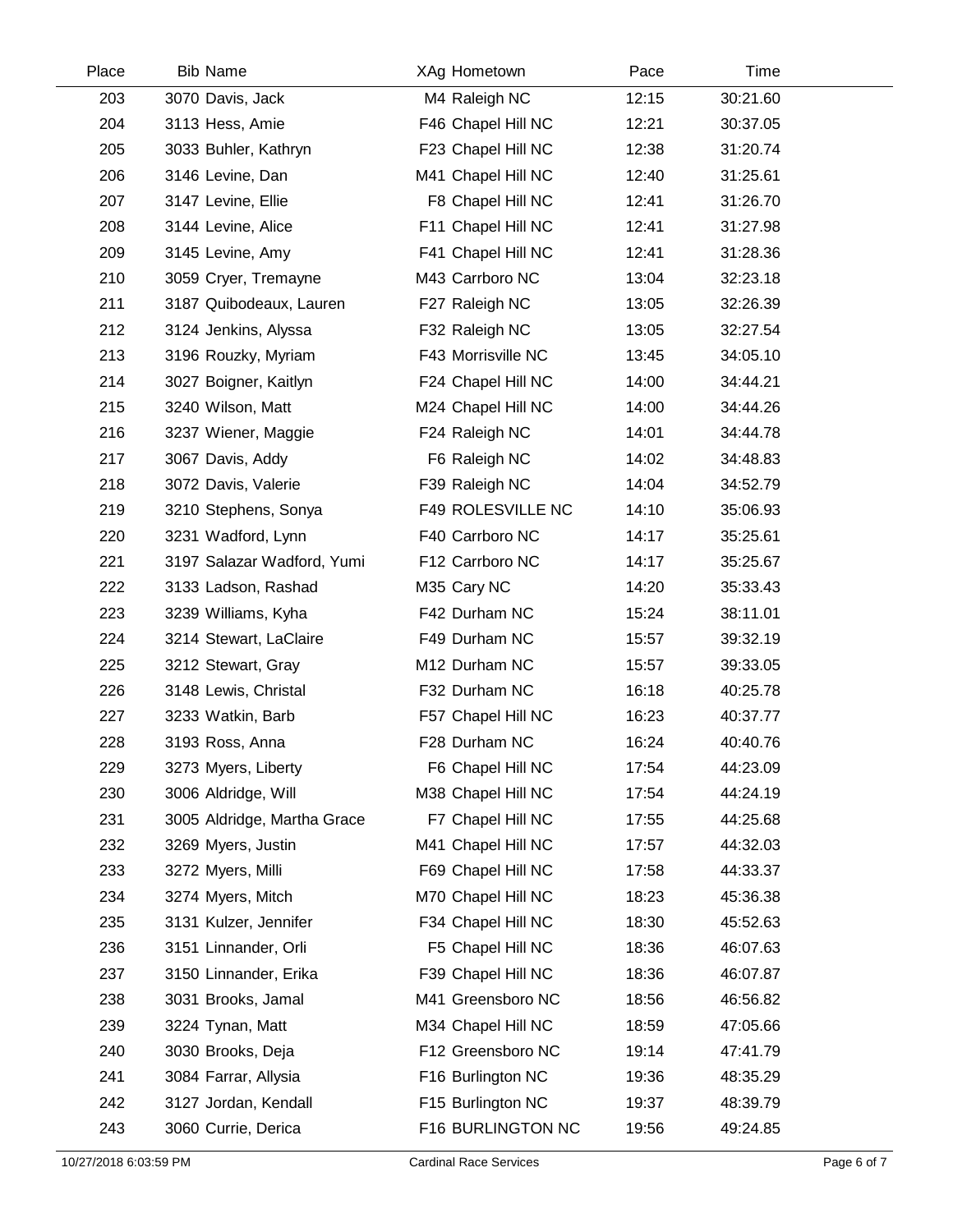| Place | Bib | Name | XAg | Hometown | Pace | Time |
|---|---|---|---|---|---|---|
| 203 | 3070 | Davis, Jack | M4 | Raleigh NC | 12:15 | 30:21.60 |
| 204 | 3113 | Hess, Amie | F46 | Chapel Hill NC | 12:21 | 30:37.05 |
| 205 | 3033 | Buhler, Kathryn | F23 | Chapel Hill NC | 12:38 | 31:20.74 |
| 206 | 3146 | Levine, Dan | M41 | Chapel Hill NC | 12:40 | 31:25.61 |
| 207 | 3147 | Levine, Ellie | F8 | Chapel Hill NC | 12:41 | 31:26.70 |
| 208 | 3144 | Levine, Alice | F11 | Chapel Hill NC | 12:41 | 31:27.98 |
| 209 | 3145 | Levine, Amy | F41 | Chapel Hill NC | 12:41 | 31:28.36 |
| 210 | 3059 | Cryer, Tremayne | M43 | Carrboro NC | 13:04 | 32:23.18 |
| 211 | 3187 | Quibodeaux, Lauren | F27 | Raleigh NC | 13:05 | 32:26.39 |
| 212 | 3124 | Jenkins, Alyssa | F32 | Raleigh NC | 13:05 | 32:27.54 |
| 213 | 3196 | Rouzky, Myriam | F43 | Morrisville NC | 13:45 | 34:05.10 |
| 214 | 3027 | Boigner, Kaitlyn | F24 | Chapel Hill NC | 14:00 | 34:44.21 |
| 215 | 3240 | Wilson, Matt | M24 | Chapel Hill NC | 14:00 | 34:44.26 |
| 216 | 3237 | Wiener, Maggie | F24 | Raleigh NC | 14:01 | 34:44.78 |
| 217 | 3067 | Davis, Addy | F6 | Raleigh NC | 14:02 | 34:48.83 |
| 218 | 3072 | Davis, Valerie | F39 | Raleigh NC | 14:04 | 34:52.79 |
| 219 | 3210 | Stephens, Sonya | F49 | ROLESVILLE NC | 14:10 | 35:06.93 |
| 220 | 3231 | Wadford, Lynn | F40 | Carrboro NC | 14:17 | 35:25.61 |
| 221 | 3197 | Salazar Wadford, Yumi | F12 | Carrboro NC | 14:17 | 35:25.67 |
| 222 | 3133 | Ladson, Rashad | M35 | Cary NC | 14:20 | 35:33.43 |
| 223 | 3239 | Williams, Kyha | F42 | Durham NC | 15:24 | 38:11.01 |
| 224 | 3214 | Stewart, LaClaire | F49 | Durham NC | 15:57 | 39:32.19 |
| 225 | 3212 | Stewart, Gray | M12 | Durham NC | 15:57 | 39:33.05 |
| 226 | 3148 | Lewis, Christal | F32 | Durham NC | 16:18 | 40:25.78 |
| 227 | 3233 | Watkin, Barb | F57 | Chapel Hill NC | 16:23 | 40:37.77 |
| 228 | 3193 | Ross, Anna | F28 | Durham NC | 16:24 | 40:40.76 |
| 229 | 3273 | Myers, Liberty | F6 | Chapel Hill NC | 17:54 | 44:23.09 |
| 230 | 3006 | Aldridge, Will | M38 | Chapel Hill NC | 17:54 | 44:24.19 |
| 231 | 3005 | Aldridge, Martha Grace | F7 | Chapel Hill NC | 17:55 | 44:25.68 |
| 232 | 3269 | Myers, Justin | M41 | Chapel Hill NC | 17:57 | 44:32.03 |
| 233 | 3272 | Myers, Milli | F69 | Chapel Hill NC | 17:58 | 44:33.37 |
| 234 | 3274 | Myers, Mitch | M70 | Chapel Hill NC | 18:23 | 45:36.38 |
| 235 | 3131 | Kulzer, Jennifer | F34 | Chapel Hill NC | 18:30 | 45:52.63 |
| 236 | 3151 | Linnander, Orli | F5 | Chapel Hill NC | 18:36 | 46:07.63 |
| 237 | 3150 | Linnander, Erika | F39 | Chapel Hill NC | 18:36 | 46:07.87 |
| 238 | 3031 | Brooks, Jamal | M41 | Greensboro NC | 18:56 | 46:56.82 |
| 239 | 3224 | Tynan, Matt | M34 | Chapel Hill NC | 18:59 | 47:05.66 |
| 240 | 3030 | Brooks, Deja | F12 | Greensboro NC | 19:14 | 47:41.79 |
| 241 | 3084 | Farrar, Allysia | F16 | Burlington NC | 19:36 | 48:35.29 |
| 242 | 3127 | Jordan, Kendall | F15 | Burlington NC | 19:37 | 48:39.79 |
| 243 | 3060 | Currie, Derica | F16 | BURLINGTON NC | 19:56 | 49:24.85 |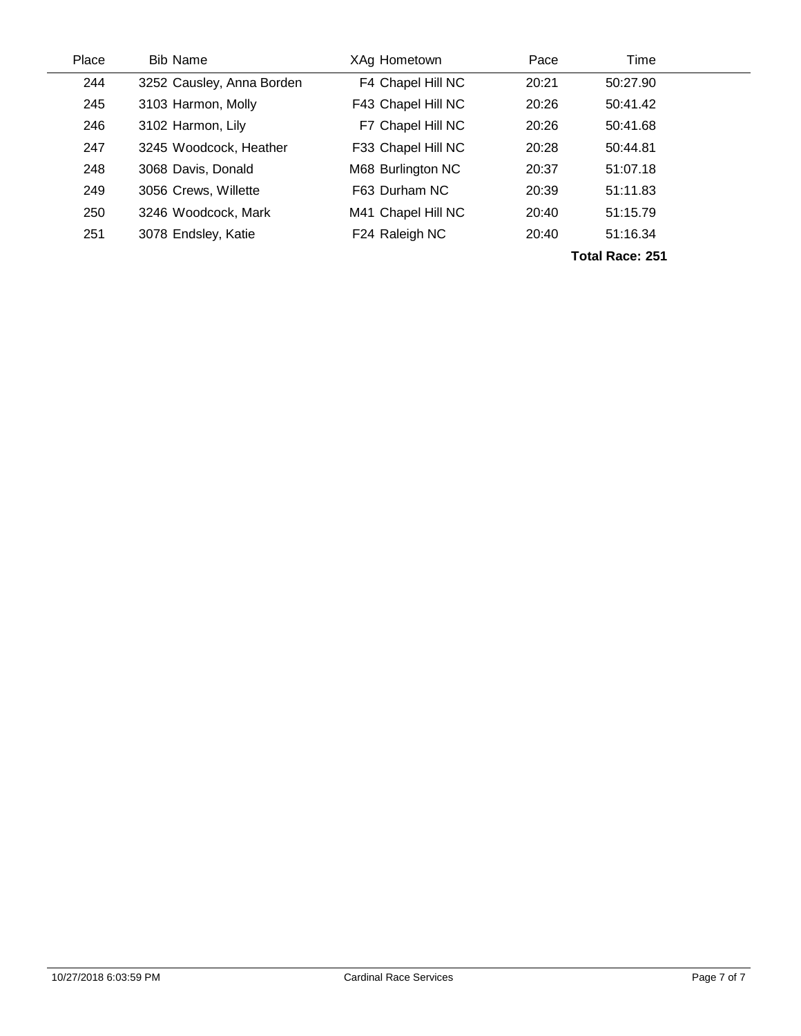| Place | Bib | Name | XAg | Hometown | Pace | Time |
|---|---|---|---|---|---|---|
| 244 | 3252 | Causley, Anna Borden | F4 | Chapel Hill NC | 20:21 | 50:27.90 |
| 245 | 3103 | Harmon, Molly | F43 | Chapel Hill NC | 20:26 | 50:41.42 |
| 246 | 3102 | Harmon, Lily | F7 | Chapel Hill NC | 20:26 | 50:41.68 |
| 247 | 3245 | Woodcock, Heather | F33 | Chapel Hill NC | 20:28 | 50:44.81 |
| 248 | 3068 | Davis, Donald | M68 | Burlington NC | 20:37 | 51:07.18 |
| 249 | 3056 | Crews, Willette | F63 | Durham NC | 20:39 | 51:11.83 |
| 250 | 3246 | Woodcock, Mark | M41 | Chapel Hill NC | 20:40 | 51:15.79 |
| 251 | 3078 | Endsley, Katie | F24 | Raleigh NC | 20:40 | 51:16.34 |

**Total Race: 251**